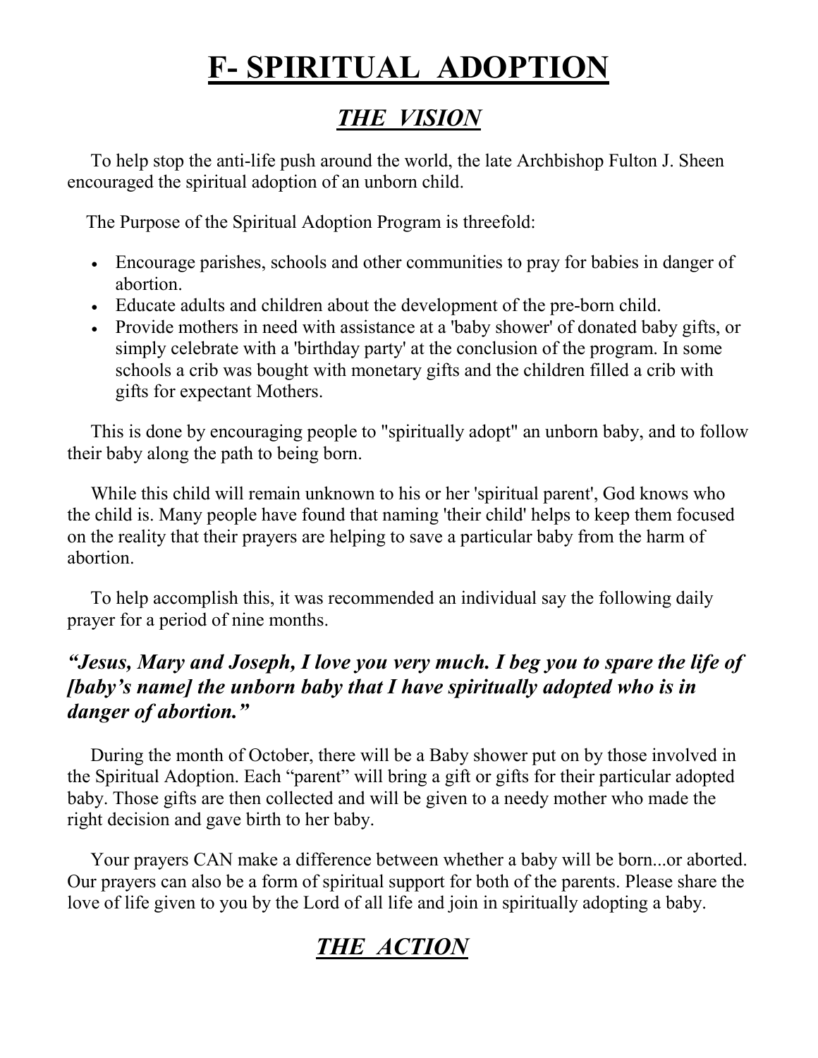# F- SPIRITUAL ADOPTION

## *THE VISION*

To help stop the anti-life push around the world, the late Archbishop Fulton J. Sheen encouraged the spiritual adoption of an unborn child.

The Purpose of the Spiritual Adoption Program is threefold:

- Encourage parishes, schools and other communities to pray for babies in danger of abortion.
- Educate adults and children about the development of the pre-born child.
- Provide mothers in need with assistance at a 'baby shower' of donated baby gifts, or simply celebrate with a 'birthday party' at the conclusion of the program. In some schools a crib was bought with monetary gifts and the children filled a crib with gifts for expectant Mothers.

This is done by encouraging people to "spiritually adopt" an unborn baby, and to follow their baby along the path to being born.

While this child will remain unknown to his or her 'spiritual parent', God knows who the child is. Many people have found that naming 'their child' helps to keep them focused on the reality that their prayers are helping to save a particular baby from the harm of abortion.

To help accomplish this, it was recommended an individual say the following daily prayer for a period of nine months.

***"Jesus, Mary and Joseph, I love you very much. I beg you to spare the life of [baby's name] the unborn baby that I have spiritually adopted who is in danger of abortion."***

During the month of October, there will be a Baby shower put on by those involved in the Spiritual Adoption. Each "parent" will bring a gift or gifts for their particular adopted baby. Those gifts are then collected and will be given to a needy mother who made the right decision and gave birth to her baby.

Your prayers CAN make a difference between whether a baby will be born...or aborted. Our prayers can also be a form of spiritual support for both of the parents. Please share the love of life given to you by the Lord of all life and join in spiritually adopting a baby.

## *THE ACTION*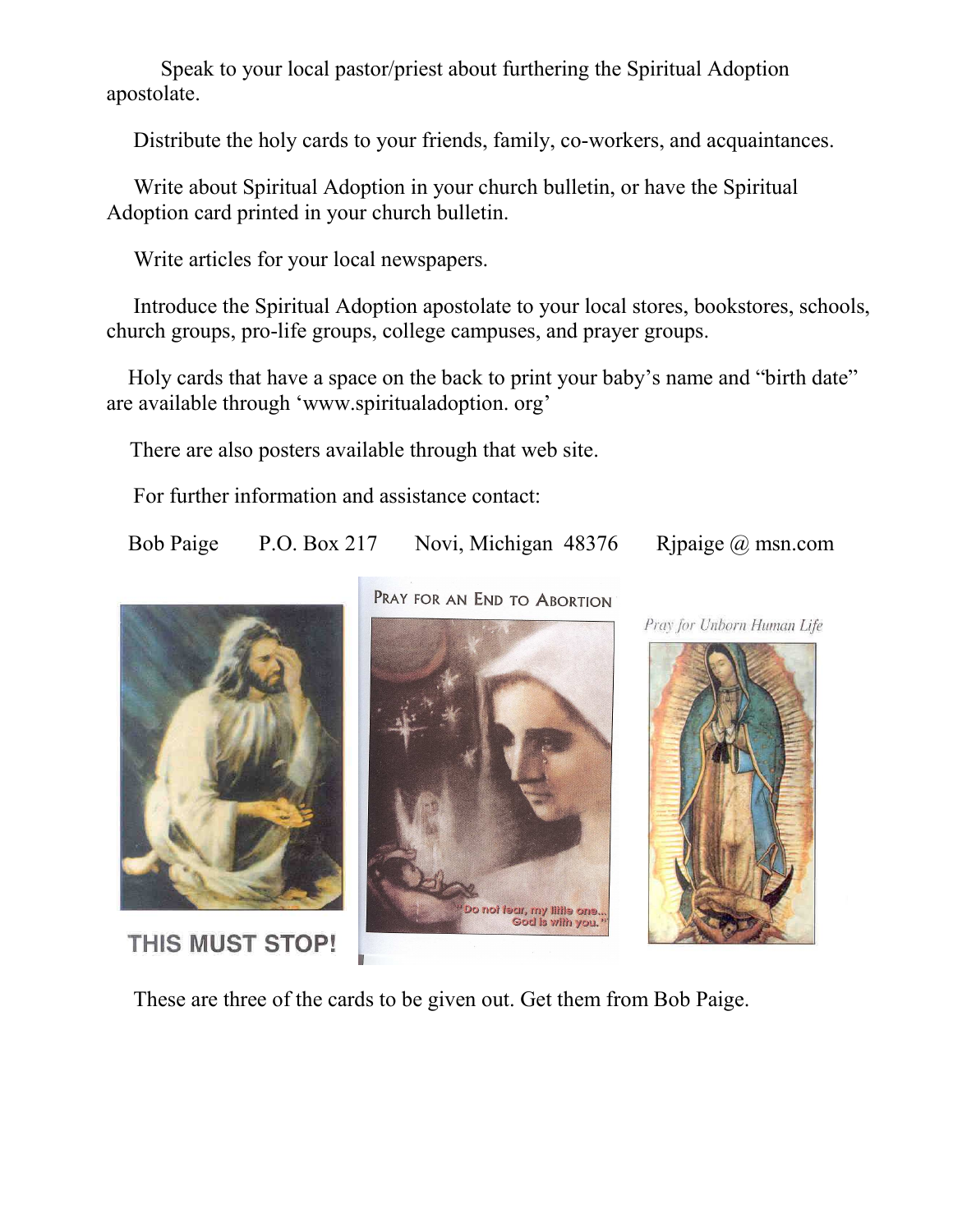Speak to your local pastor/priest about furthering the Spiritual Adoption apostolate.

Distribute the holy cards to your friends, family, co-workers, and acquaintances.

Write about Spiritual Adoption in your church bulletin, or have the Spiritual Adoption card printed in your church bulletin.

Write articles for your local newspapers.

Introduce the Spiritual Adoption apostolate to your local stores, bookstores, schools, church groups, pro-life groups, college campuses, and prayer groups.

Holy cards that have a space on the back to print your baby's name and "birth date" are available through 'www.spiritualadoption. org'

There are also posters available through that web site.

For further information and assistance contact:

Bob Paige    P.O. Box 217    Novi, Michigan 48376    Rjpaige @ msn.com

THIS MUST STOP!

PRAY FOR AN END TO ABORTION

"Do not fear, my little one... God is with you."

*Pray for Unborn Human Life*

These are three of the cards to be given out. Get them from Bob Paige.